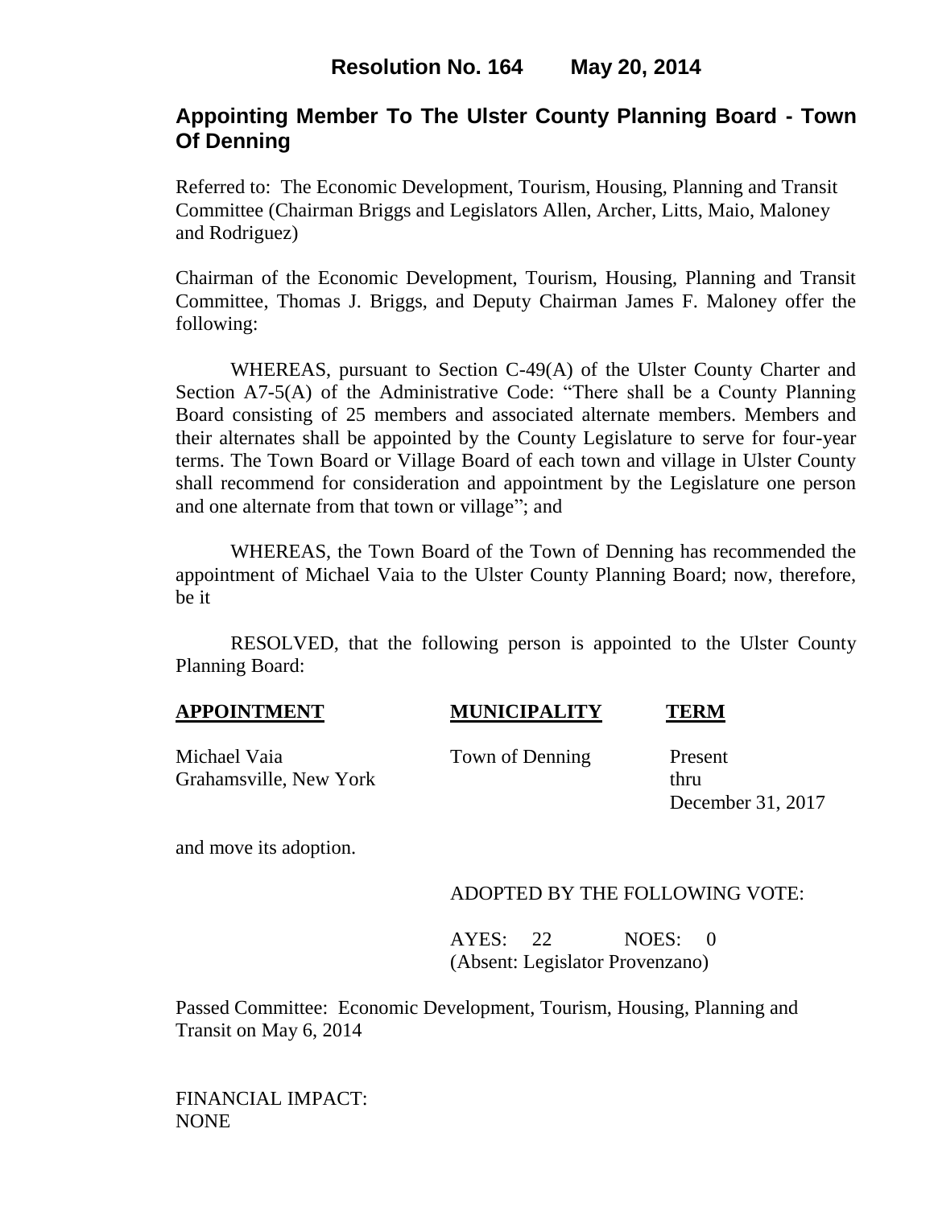**Resolution No. 164 May 20, 2014**

# Appointing Member To The Ulster County Planning Board - Town Of Denning

Referred to: The Economic Development, Tourism, Housing, Planning and Transit Committee (Chairman Briggs and Legislators Allen, Archer, Litts, Maio, Maloney and Rodriguez)

Chairman of the Economic Development, Tourism, Housing, Planning and Transit Committee, Thomas J. Briggs, and Deputy Chairman James F. Maloney offer the following:

WHEREAS, pursuant to Section C-49(A) of the Ulster County Charter and Section A7-5(A) of the Administrative Code: "There shall be a County Planning Board consisting of 25 members and associated alternate members. Members and their alternates shall be appointed by the County Legislature to serve for four-year terms. The Town Board or Village Board of each town and village in Ulster County shall recommend for consideration and appointment by the Legislature one person and one alternate from that town or village"; and

WHEREAS, the Town Board of the Town of Denning has recommended the appointment of Michael Vaia to the Ulster County Planning Board; now, therefore, be it

RESOLVED, that the following person is appointed to the Ulster County Planning Board:

| **APPOINTMENT** | **MUNICIPALITY** | **TERM** |
|---|---|---|
| Michael Vaia<br>Grahamsville, New York | Town of Denning | Present<br>thru<br>December 31, 2017 |

and move its adoption.

ADOPTED BY THE FOLLOWING VOTE:

AYES: 22 NOES: 0
(Absent: Legislator Provenzano)

Passed Committee: Economic Development, Tourism, Housing, Planning and Transit on May 6, 2014

FINANCIAL IMPACT:
NONE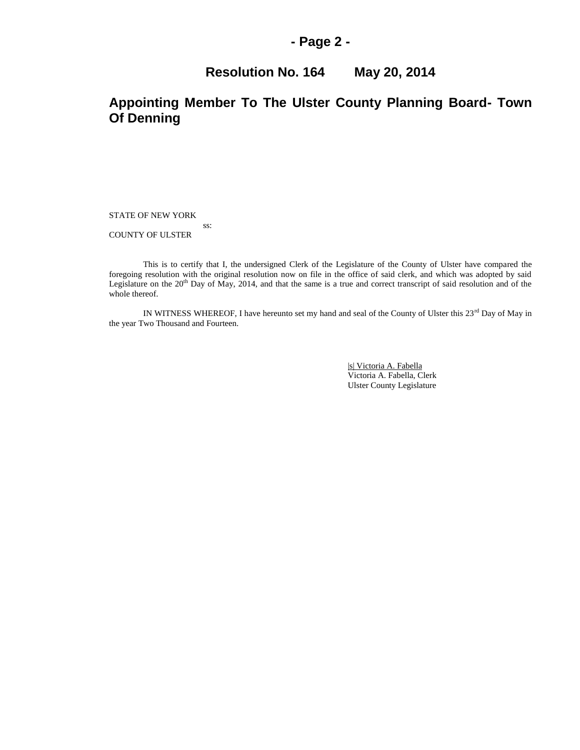**Resolution No. 164 May 20, 2014**

## Appointing Member To The Ulster County Planning Board- Town Of Denning

STATE OF NEW YORK
ss:
COUNTY OF ULSTER

This is to certify that I, the undersigned Clerk of the Legislature of the County of Ulster have compared the foregoing resolution with the original resolution now on file in the office of said clerk, and which was adopted by said Legislature on the 20th Day of May, 2014, and that the same is a true and correct transcript of said resolution and of the whole thereof.

IN WITNESS WHEREOF, I have hereunto set my hand and seal of the County of Ulster this 23rd Day of May in the year Two Thousand and Fourteen.

|s| Victoria A. Fabella
Victoria A. Fabella, Clerk
Ulster County Legislature